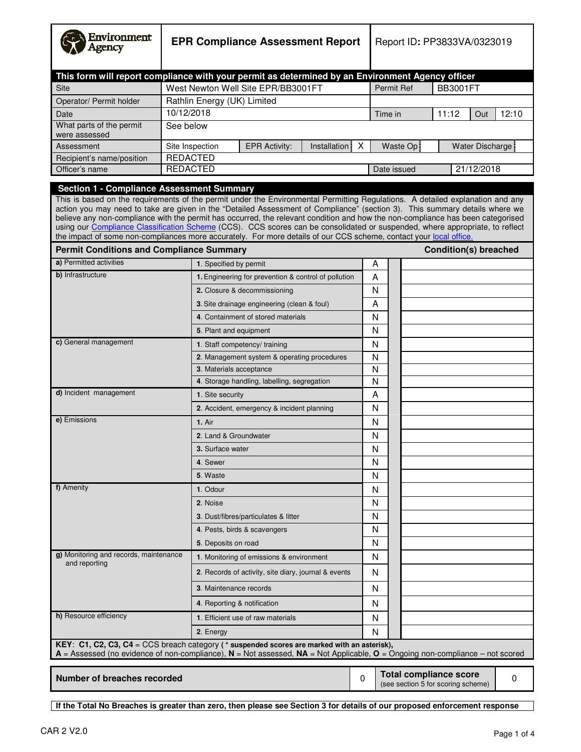| Environment Agency | **EPR Compliance Assessment Report** | Report ID: **PP3833VA/0323019** |
|---|---|---|

**This form will report compliance with your permit as determined by an Environment Agency officer**

| | | | | | | |
|---|---|---|---|---|---|---|
| Site | West Newton Well Site EPR/BB3001FT | | Permit Ref | BB3001FT | | |
| Operator/ Permit holder | Rathlin Energy (UK) Limited | | | | | |
| Date | 10/12/2018 | | Time in | 11:12 | Out | 12:10 |
| What parts of the permit were assessed | See below | | | | | |
| Assessment | Site Inspection | EPR Activity: | Installation X | Waste Op | Water Discharge | |
| Recipient's name/position | REDACTED | | | | | |
| Officer's name | REDACTED | | Date issued | 21/12/2018 | | |

## Section 1 - Compliance Assessment Summary

This is based on the requirements of the permit under the Environmental Permitting Regulations. A detailed explanation and any action you may need to take are given in the "Detailed Assessment of Compliance" (section 3). This summary details where we believe any non-compliance with the permit has occurred, the relevant condition and how the non-compliance has been categorised using our Compliance Classification Scheme (CCS). CCS scores can be consolidated or suspended, where appropriate, to reflect the impact of some non-compliances more accurately. For more details of our CCS scheme, contact your local office.

| **Permit Conditions and Compliance Summary** | | | | **Condition(s) breached** |
|---|---|---|---|---|
| **a)** Permitted activities | **1**. Specified by permit | A | | |
| **b)** Infrastructure | **1**. Engineering for prevention & control of pollution | A | | |
| | **2**. Closure & decommissioning | N | | |
| | **3**. Site drainage engineering (clean & foul) | A | | |
| | **4**. Containment of stored materials | N | | |
| | **5**. Plant and equipment | N | | |
| **c)** General management | **1**. Staff competency/ training | N | | |
| | **2**. Management system & operating procedures | N | | |
| | **3**. Materials acceptance | N | | |
| | **4**. Storage handling, labelling, segregation | N | | |
| **d)** Incident management | **1**. Site security | A | | |
| | **2**. Accident, emergency & incident planning | N | | |
| **e)** Emissions | **1.** Air | N | | |
| | **2**. Land & Groundwater | N | | |
| | **3.** Surface water | N | | |
| | **4**. Sewer | N | | |
| | **5**. Waste | N | | |
| **f)** Amenity | **1**. Odour | N | | |
| | **2**. Noise | N | | |
| | **3**. Dust/fibres/particulates & litter | N | | |
| | **4**. Pests, birds & scavengers | N | | |
| | **5**. Deposits on road | N | | |
| **g)** Monitoring and records, maintenance and reporting | **1**. Monitoring of emissions & environment | N | | |
| | **2**. Records of activity, site diary, journal & events | N | | |
| | **3**. Maintenance records | N | | |
| | **4**. Reporting & notification | N | | |
| **h)** Resource efficiency | **1**. Efficient use of raw materials | N | | |
| | **2**. Energy | N | | |

**KEY**: **C1, C2, C3, C4** = CCS breach category ( **\* suspended scores are marked with an asterisk),**
**A** = Assessed (no evidence of non-compliance), **N** = Not assessed, **NA** = Not Applicable, **O** = Ongoing non-compliance – not scored

| **Number of breaches recorded** | 0 | **Total compliance score** (see section 5 for scoring scheme) | 0 |
|---|---|---|---|

**If the Total No Breaches is greater than zero, then please see Section 3 for details of our proposed enforcement response**

CAR 2 V2.0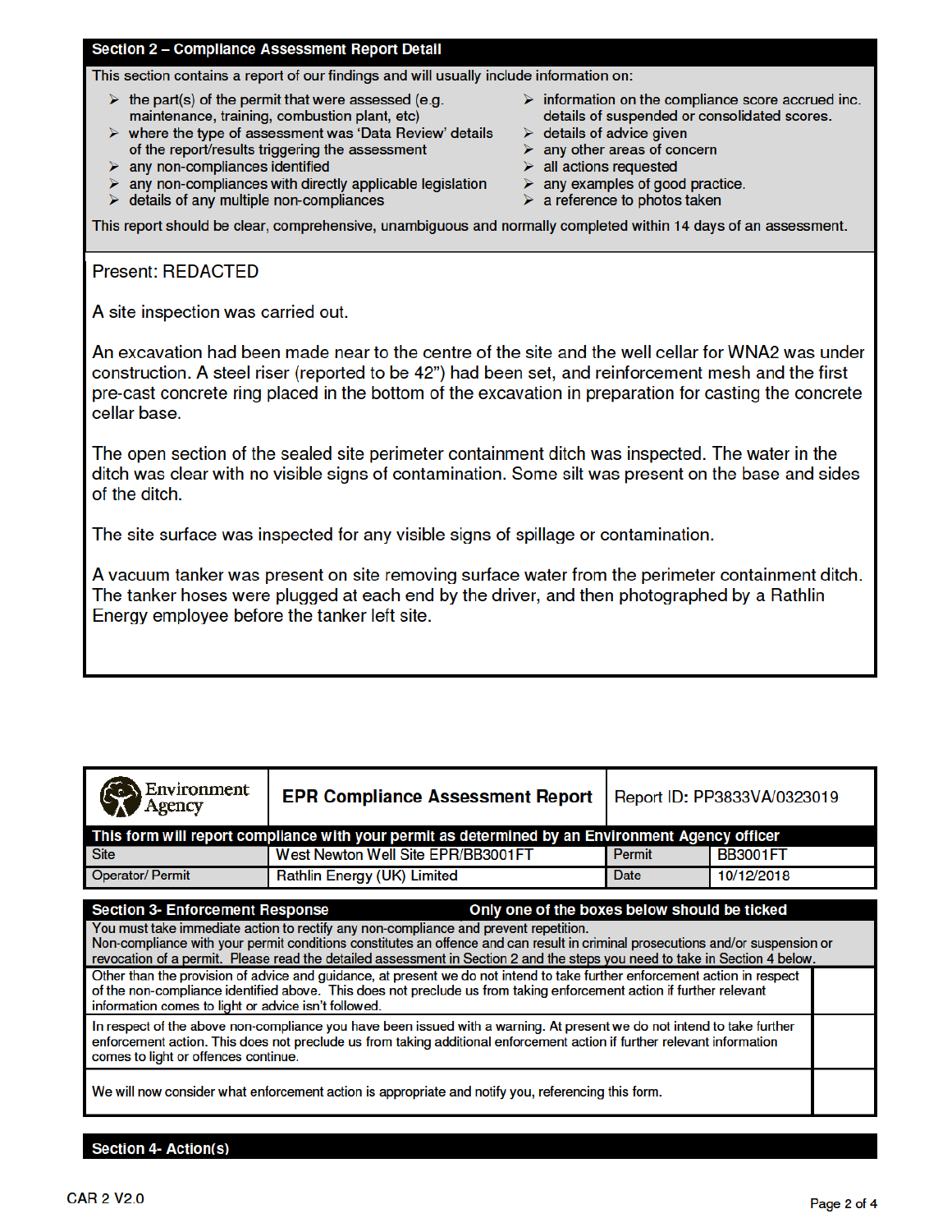## Section 2 – Compliance Assessment Report Detail

This section contains a report of our findings and will usually include information on:

- the part(s) of the permit that were assessed (e.g. maintenance, training, combustion plant, etc)
- where the type of assessment was 'Data Review' details of the report/results triggering the assessment
- any non-compliances identified
- any non-compliances with directly applicable legislation
- details of any multiple non-compliances
- information on the compliance score accrued inc. details of suspended or consolidated scores.
- details of advice given
- any other areas of concern
- all actions requested
- any examples of good practice.
- a reference to photos taken

This report should be clear, comprehensive, unambiguous and normally completed within 14 days of an assessment.

Present: REDACTED

A site inspection was carried out.

An excavation had been made near to the centre of the site and the well cellar for WNA2 was under construction. A steel riser (reported to be 42") had been set, and reinforcement mesh and the first pre-cast concrete ring placed in the bottom of the excavation in preparation for casting the concrete cellar base.

The open section of the sealed site perimeter containment ditch was inspected. The water in the ditch was clear with no visible signs of contamination. Some silt was present on the base and sides of the ditch.

The site surface was inspected for any visible signs of spillage or contamination.

A vacuum tanker was present on site removing surface water from the perimeter containment ditch. The tanker hoses were plugged at each end by the driver, and then photographed by a Rathlin Energy employee before the tanker left site.

| Environment Agency | EPR Compliance Assessment Report | Report ID: PP3833VA/0323019 | |
|---|---|---|---|
| **This form will report compliance with your permit as determined by an Environment Agency officer** | | | |
| Site | West Newton Well Site EPR/BB3001FT | Permit | BB3001FT |
| Operator/ Permit | Rathlin Energy (UK) Limited | Date | 10/12/2018 |

## Section 3- Enforcement Response

**Only one of the boxes below should be ticked**

You must take immediate action to rectify any non-compliance and prevent repetition.
Non-compliance with your permit conditions constitutes an offence and can result in criminal prosecutions and/or suspension or revocation of a permit. Please read the detailed assessment in Section 2 and the steps you need to take in Section 4 below.

| | |
|---|---|
| Other than the provision of advice and guidance, at present we do not intend to take further enforcement action in respect of the non-compliance identified above. This does not preclude us from taking enforcement action if further relevant information comes to light or advice isn't followed. | |
| In respect of the above non-compliance you have been issued with a warning. At present we do not intend to take further enforcement action. This does not preclude us from taking additional enforcement action if further relevant information comes to light or offences continue. | |
| We will now consider what enforcement action is appropriate and notify you, referencing this form. | |

## Section 4- Action(s)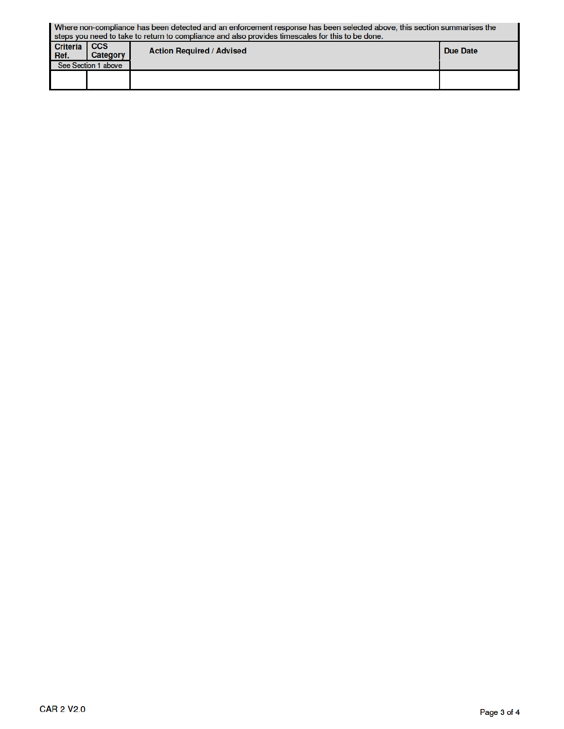Where non-compliance has been detected and an enforcement response has been selected above, this section summarises the steps you need to take to return to compliance and also provides timescales for this to be done.

| Criteria Ref. | CCS Category | Action Required / Advised | Due Date |
|---|---|---|---|
| See Section 1 above | | | |
| | | | |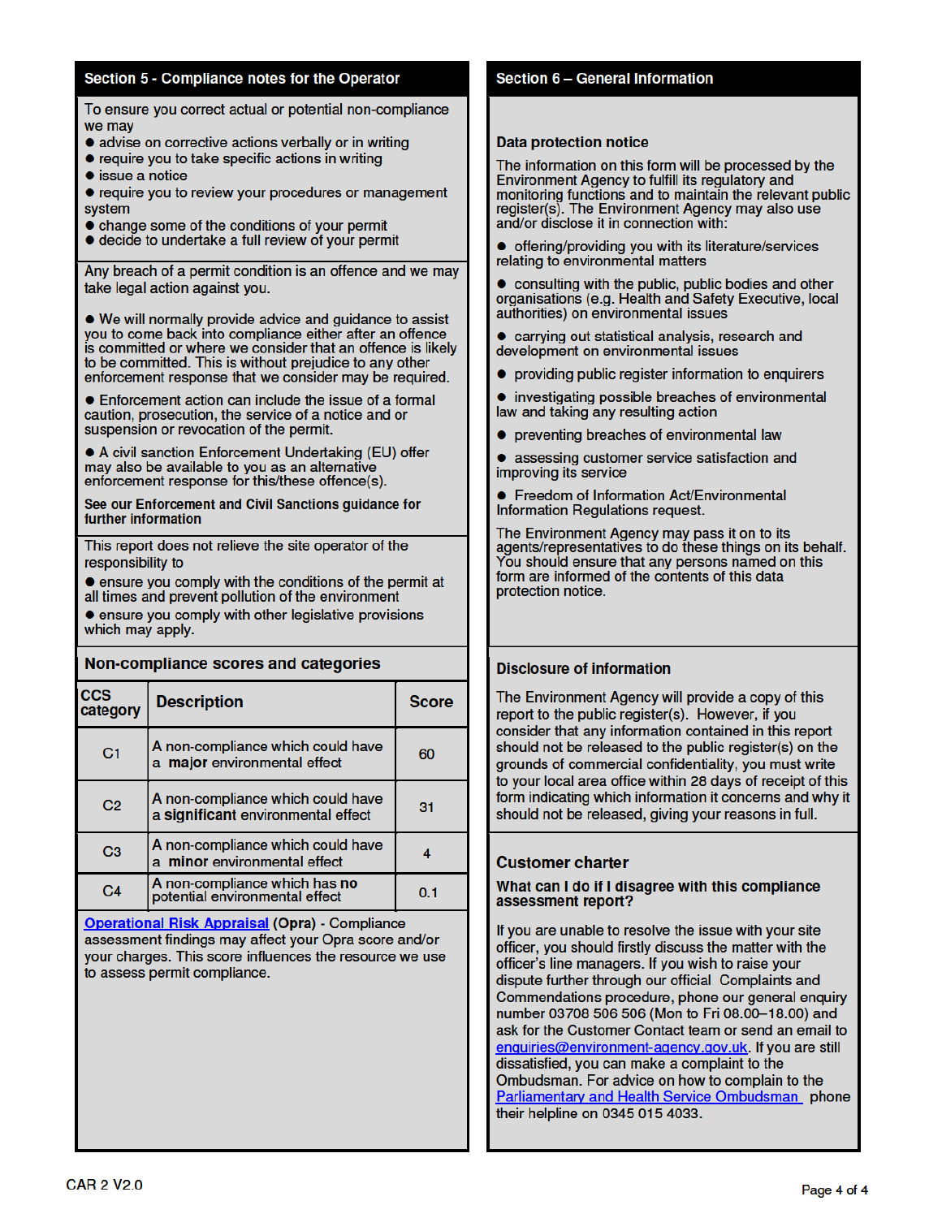## Section 5 - Compliance notes for the Operator

To ensure you correct actual or potential non-compliance we may

- advise on corrective actions verbally or in writing
- require you to take specific actions in writing
- issue a notice
- require you to review your procedures or management system
- change some of the conditions of your permit
- decide to undertake a full review of your permit

Any breach of a permit condition is an offence and we may take legal action against you.

- We will normally provide advice and guidance to assist you to come back into compliance either after an offence is committed or where we consider that an offence is likely to be committed. This is without prejudice to any other enforcement response that we consider may be required.
- Enforcement action can include the issue of a formal caution, prosecution, the service of a notice and or suspension or revocation of the permit.
- A civil sanction Enforcement Undertaking (EU) offer may also be available to you as an alternative enforcement response for this/these offence(s).

**See our Enforcement and Civil Sanctions guidance for further information**

This report does not relieve the site operator of the responsibility to

- ensure you comply with the conditions of the permit at all times and prevent pollution of the environment
- ensure you comply with other legislative provisions which may apply.

### Non-compliance scores and categories

| CCS category | Description | Score |
|---|---|---|
| C1 | A non-compliance which could have a **major** environmental effect | 60 |
| C2 | A non-compliance which could have a **significant** environmental effect | 31 |
| C3 | A non-compliance which could have a **minor** environmental effect | 4 |
| C4 | A non-compliance which has **no** potential environmental effect | 0.1 |

Operational Risk Appraisal **(Opra)** - Compliance assessment findings may affect your Opra score and/or your charges. This score influences the resource we use to assess permit compliance.

## Section 6 – General Information

### Data protection notice

The information on this form will be processed by the Environment Agency to fulfill its regulatory and monitoring functions and to maintain the relevant public register(s). The Environment Agency may also use and/or disclose it in connection with:

- offering/providing you with its literature/services relating to environmental matters
- consulting with the public, public bodies and other organisations (e.g. Health and Safety Executive, local authorities) on environmental issues
- carrying out statistical analysis, research and development on environmental issues
- providing public register information to enquirers
- investigating possible breaches of environmental law and taking any resulting action
- preventing breaches of environmental law
- assessing customer service satisfaction and improving its service
- Freedom of Information Act/Environmental Information Regulations request.

The Environment Agency may pass it on to its agents/representatives to do these things on its behalf. You should ensure that any persons named on this form are informed of the contents of this data protection notice.

### Disclosure of information

The Environment Agency will provide a copy of this report to the public register(s). However, if you consider that any information contained in this report should not be released to the public register(s) on the grounds of commercial confidentiality, you must write to your local area office within 28 days of receipt of this form indicating which information it concerns and why it should not be released, giving your reasons in full.

### Customer charter

**What can I do if I disagree with this compliance assessment report?**

If you are unable to resolve the issue with your site officer, you should firstly discuss the matter with the officer's line managers. If you wish to raise your dispute further through our official Complaints and Commendations procedure, phone our general enquiry number 03708 506 506 (Mon to Fri 08.00–18.00) and ask for the Customer Contact team or send an email to enquiries@environment-agency.gov.uk. If you are still dissatisfied, you can make a complaint to the Ombudsman. For advice on how to complain to the Parliamentary and Health Service Ombudsman phone their helpline on 0345 015 4033.

CAR 2 V2.0